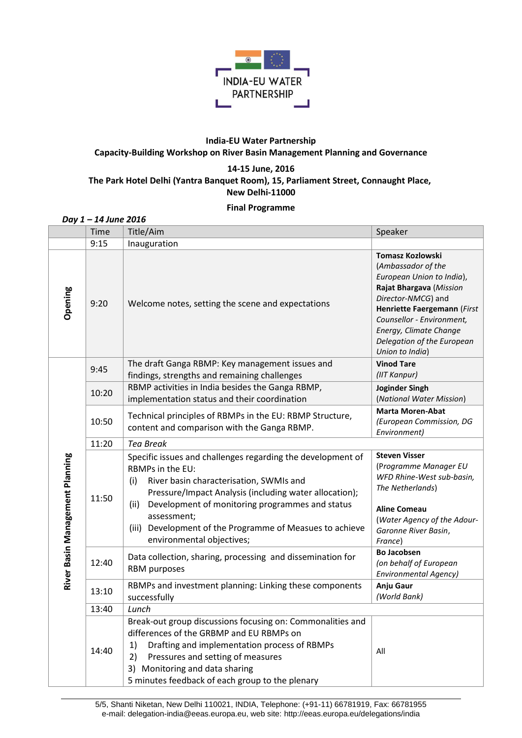INDIA-EU WATER PARTNERSHIP

**India-EU Water Partnership**
**Capacity-Building Workshop on River Basin Management Planning and Governance**

**14-15 June, 2016**
**The Park Hotel Delhi (Yantra Banquet Room), 15, Parliament Street, Connaught Place, New Delhi-11000**

**Final Programme**

***Day 1 – 14 June 2016***

| | Time | Title/Aim | Speaker |
|---|---|---|---|
| | 9:15 | Inauguration | |
| **Opening** | 9:20 | Welcome notes, setting the scene and expectations | **Tomasz Kozlowski** (*Ambassador of the European Union to India*), **Rajat Bhargava** (*Mission Director-NMCG*) and **Henriette Faergemann** (*First Counsellor - Environment, Energy, Climate Change Delegation of the European Union to India*) |
| **River Basin Management Planning** | 9:45 | The draft Ganga RBMP: Key management issues and findings, strengths and remaining challenges | **Vinod Tare** (*IIT Kanpur*) |
| | 10:20 | RBMP activities in India besides the Ganga RBMP, implementation status and their coordination | **Joginder Singh** (*National Water Mission*) |
| | 10:50 | Technical principles of RBMPs in the EU: RBMP Structure, content and comparison with the Ganga RBMP. | **Marta Moren-Abat** (*European Commission, DG Environment)* |
| | 11:20 | *Tea Break* | |
| | 11:50 | Specific issues and challenges regarding the development of RBMPs in the EU:<br>(i) River basin characterisation, SWMIs and Pressure/Impact Analysis (including water allocation);<br>(ii) Development of monitoring programmes and status assessment;<br>(iii) Development of the Programme of Measures to achieve environmental objectives; | **Steven Visser** (*Programme Manager EU WFD Rhine-West sub-basin, The Netherlands*)<br><br>**Aline Comeau** (*Water Agency of the Adour-Garonne River Basin, France*) |
| | 12:40 | Data collection, sharing, processing and dissemination for RBM purposes | **Bo Jacobsen** (*on behalf of European Environmental Agency)* |
| | 13:10 | RBMPs and investment planning: Linking these components successfully | **Anju Gaur** (*World Bank)* |
| | 13:40 | *Lunch* | |
| | 14:40 | Break-out group discussions focusing on: Commonalities and differences of the GRBMP and EU RBMPs on<br>1) Drafting and implementation process of RBMPs<br>2) Pressures and setting of measures<br>3) Monitoring and data sharing<br>5 minutes feedback of each group to the plenary | All |

5/5, Shanti Niketan, New Delhi 110021, INDIA, Telephone: (+91-11) 66781919, Fax: 66781955
e-mail: delegation-india@eeas.europa.eu, web site: http://eeas.europa.eu/delegations/india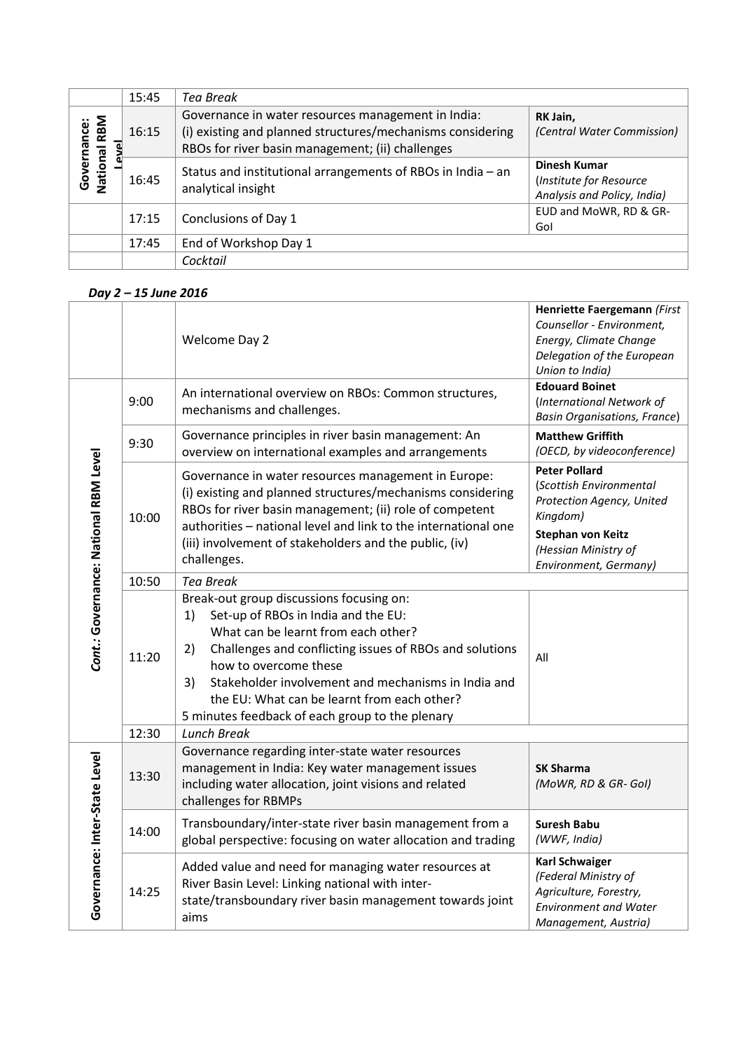| | | | |
|---|---|---|---|
| | 15:45 | *Tea Break* | |
| **Governance: National RBM Level** | 16:15 | Governance in water resources management in India: (i) existing and planned structures/mechanisms considering RBOs for river basin management; (ii) challenges | **RK Jain,** *(Central Water Commission)* |
| | 16:45 | Status and institutional arrangements of RBOs in India – an analytical insight | **Dinesh Kumar** (*Institute for Resource Analysis and Policy, India)* |
| | 17:15 | Conclusions of Day 1 | EUD and MoWR, RD & GR-GoI |
| | 17:45 | End of Workshop Day 1 | |
| | | *Cocktail* | |

***Day 2 – 15 June 2016***

| | | | |
|---|---|---|---|
| | | Welcome Day 2 | **Henriette Faergemann** *(First Counsellor - Environment, Energy, Climate Change Delegation of the European Union to India)* |
| ***Cont.:* Governance: National RBM Level** | 9:00 | An international overview on RBOs: Common structures, mechanisms and challenges. | **Edouard Boinet** (*International Network of Basin Organisations, France*) |
| | 9:30 | Governance principles in river basin management: An overview on international examples and arrangements | **Matthew Griffith** *(OECD, by videoconference)* |
| | 10:00 | Governance in water resources management in Europe: (i) existing and planned structures/mechanisms considering RBOs for river basin management; (ii) role of competent authorities – national level and link to the international one (iii) involvement of stakeholders and the public, (iv) challenges. | **Peter Pollard** (*Scottish Environmental Protection Agency, United Kingdom)* **Stephan von Keitz** *(Hessian Ministry of Environment, Germany)* |
| | 10:50 | *Tea Break* | |
| | 11:20 | Break-out group discussions focusing on: 1) Set-up of RBOs in India and the EU: What can be learnt from each other? 2) Challenges and conflicting issues of RBOs and solutions how to overcome these 3) Stakeholder involvement and mechanisms in India and the EU: What can be learnt from each other? 5 minutes feedback of each group to the plenary | All |
| | 12:30 | *Lunch Break* | |
| **Governance: Inter-State Level** | 13:30 | Governance regarding inter-state water resources management in India: Key water management issues including water allocation, joint visions and related challenges for RBMPs | **SK Sharma** *(MoWR, RD & GR- GoI)* |
| | 14:00 | Transboundary/inter-state river basin management from a global perspective: focusing on water allocation and trading | **Suresh Babu** *(WWF, India)* |
| | 14:25 | Added value and need for managing water resources at River Basin Level: Linking national with inter-state/transboundary river basin management towards joint aims | **Karl Schwaiger** *(Federal Ministry of Agriculture, Forestry, Environment and Water Management, Austria)* |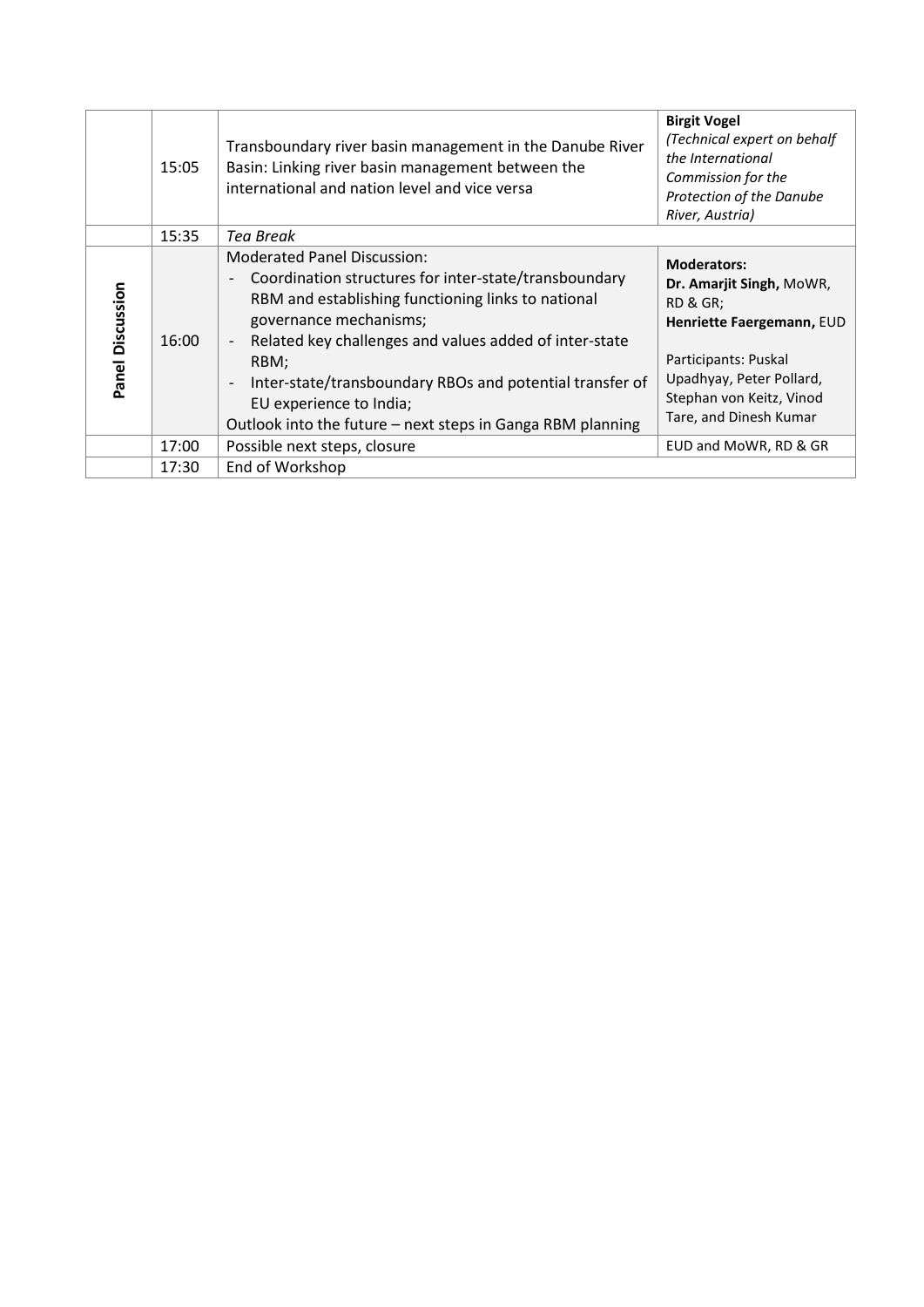| | | | |
|---|---|---|---|
| | 15:05 | Transboundary river basin management in the Danube River Basin: Linking river basin management between the international and nation level and vice versa | **Birgit Vogel** *(Technical expert on behalf the International Commission for the Protection of the Danube River, Austria)* |
| | 15:35 | *Tea Break* | |
| **Panel Discussion** | 16:00 | Moderated Panel Discussion:<br>- Coordination structures for inter-state/transboundary RBM and establishing functioning links to national governance mechanisms;<br>- Related key challenges and values added of inter-state RBM;<br>- Inter-state/transboundary RBOs and potential transfer of EU experience to India;<br>Outlook into the future – next steps in Ganga RBM planning | **Moderators:**<br>**Dr. Amarjit Singh,** MoWR, RD & GR;<br>**Henriette Faergemann,** EUD<br><br>Participants: Puskal Upadhyay, Peter Pollard, Stephan von Keitz, Vinod Tare, and Dinesh Kumar |
| | 17:00 | Possible next steps, closure | EUD and MoWR, RD & GR |
| | 17:30 | End of Workshop | |